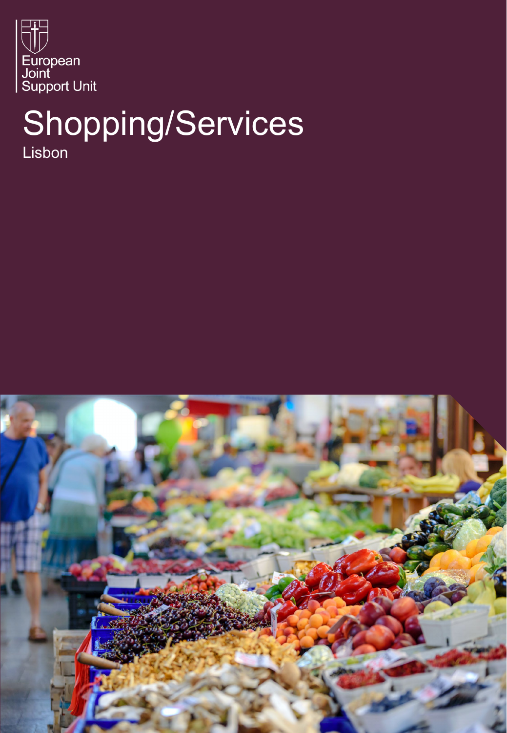European
Joint
Support Unit

# Shopping/Services

Lisbon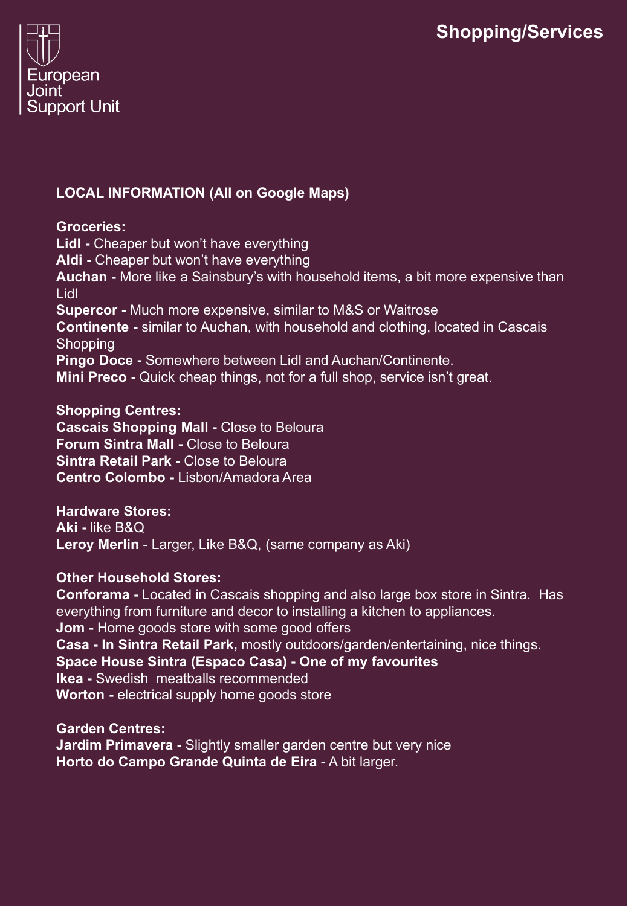# Shopping/Services

**LOCAL INFORMATION (All on Google Maps)**

**Groceries:**
**Lidl -** Cheaper but won't have everything
**Aldi -** Cheaper but won't have everything
**Auchan -** More like a Sainsbury's with household items, a bit more expensive than Lidl
**Supercor -** Much more expensive, similar to M&S or Waitrose
**Continente -** similar to Auchan, with household and clothing, located in Cascais Shopping
**Pingo Doce -** Somewhere between Lidl and Auchan/Continente.
**Mini Preco -** Quick cheap things, not for a full shop, service isn't great.

**Shopping Centres:**
**Cascais Shopping Mall -** Close to Beloura
**Forum Sintra Mall -** Close to Beloura
**Sintra Retail Park -** Close to Beloura
**Centro Colombo -** Lisbon/Amadora Area

**Hardware Stores:**
**Aki -** like B&Q
**Leroy Merlin** - Larger, Like B&Q, (same company as Aki)

**Other Household Stores:**
**Conforama -** Located in Cascais shopping and also large box store in Sintra. Has everything from furniture and decor to installing a kitchen to appliances.
**Jom -** Home goods store with some good offers
**Casa - In Sintra Retail Park,** mostly outdoors/garden/entertaining, nice things.
**Space House Sintra (Espaco Casa) - One of my favourites**
**Ikea -** Swedish meatballs recommended
**Worton -** electrical supply home goods store

**Garden Centres:**
**Jardim Primavera -** Slightly smaller garden centre but very nice
**Horto do Campo Grande Quinta de Eira** - A bit larger.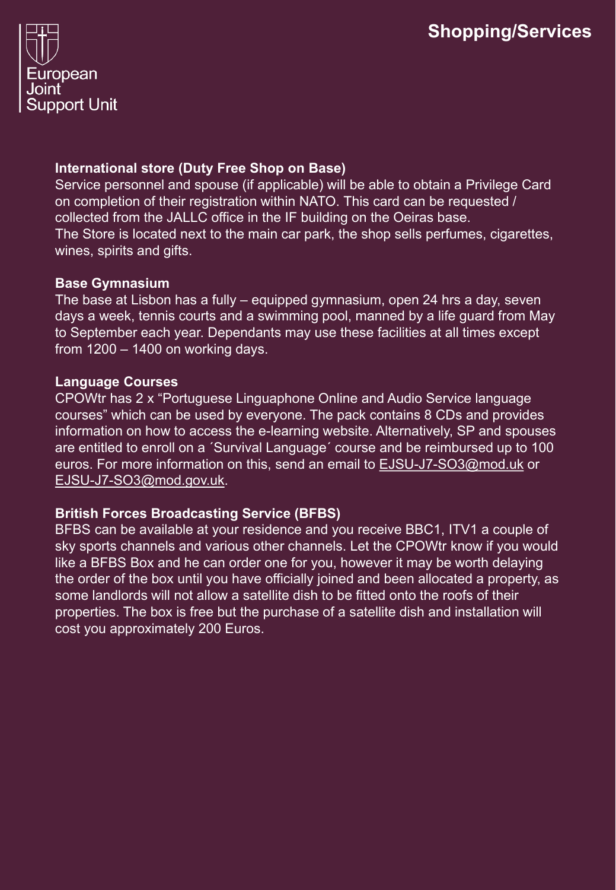# Shopping/Services

### International store (Duty Free Shop on Base)

Service personnel and spouse (if applicable) will be able to obtain a Privilege Card on completion of their registration within NATO. This card can be requested / collected from the JALLC office in the IF building on the Oeiras base.
The Store is located next to the main car park, the shop sells perfumes, cigarettes, wines, spirits and gifts.

### Base Gymnasium

The base at Lisbon has a fully – equipped gymnasium, open 24 hrs a day, seven days a week, tennis courts and a swimming pool, manned by a life guard from May to September each year. Dependants may use these facilities at all times except from 1200 – 1400 on working days.

### Language Courses

CPOWtr has 2 x "Portuguese Linguaphone Online and Audio Service language courses" which can be used by everyone. The pack contains 8 CDs and provides information on how to access the e-learning website. Alternatively, SP and spouses are entitled to enroll on a ´Survival Language´ course and be reimbursed up to 100 euros. For more information on this, send an email to EJSU-J7-SO3@mod.uk or EJSU-J7-SO3@mod.gov.uk.

### British Forces Broadcasting Service (BFBS)

BFBS can be available at your residence and you receive BBC1, ITV1 a couple of sky sports channels and various other channels. Let the CPOWtr know if you would like a BFBS Box and he can order one for you, however it may be worth delaying the order of the box until you have officially joined and been allocated a property, as some landlords will not allow a satellite dish to be fitted onto the roofs of their properties. The box is free but the purchase of a satellite dish and installation will cost you approximately 200 Euros.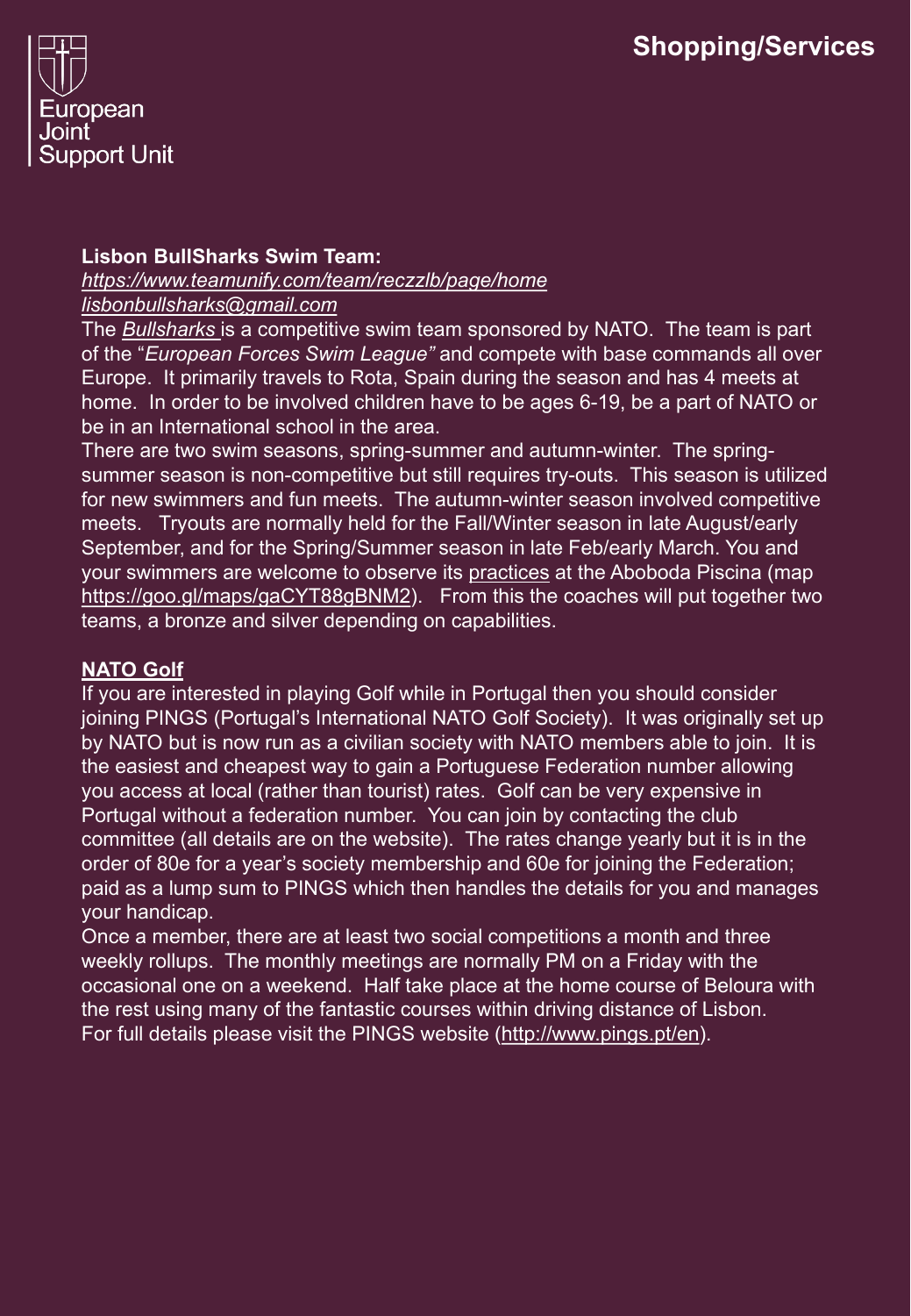**Lisbon BullSharks Swim Team:**
*https://www.teamunify.com/team/reczzlb/page/home*
*lisbonbullsharks@gmail.com*
The *Bullsharks* is a competitive swim team sponsored by NATO. The team is part of the "*European Forces Swim League"* and compete with base commands all over Europe. It primarily travels to Rota, Spain during the season and has 4 meets at home. In order to be involved children have to be ages 6-19, be a part of NATO or be in an International school in the area.
There are two swim seasons, spring-summer and autumn-winter. The spring-summer season is non-competitive but still requires try-outs. This season is utilized for new swimmers and fun meets. The autumn-winter season involved competitive meets. Tryouts are normally held for the Fall/Winter season in late August/early September, and for the Spring/Summer season in late Feb/early March. You and your swimmers are welcome to observe its practices at the Aboboda Piscina (map https://goo.gl/maps/gaCYT88gBNM2). From this the coaches will put together two teams, a bronze and silver depending on capabilities.

**NATO Golf**

If you are interested in playing Golf while in Portugal then you should consider joining PINGS (Portugal's International NATO Golf Society). It was originally set up by NATO but is now run as a civilian society with NATO members able to join. It is the easiest and cheapest way to gain a Portuguese Federation number allowing you access at local (rather than tourist) rates. Golf can be very expensive in Portugal without a federation number. You can join by contacting the club committee (all details are on the website). The rates change yearly but it is in the order of 80e for a year's society membership and 60e for joining the Federation; paid as a lump sum to PINGS which then handles the details for you and manages your handicap.
Once a member, there are at least two social competitions a month and three weekly rollups. The monthly meetings are normally PM on a Friday with the occasional one on a weekend. Half take place at the home course of Beloura with the rest using many of the fantastic courses within driving distance of Lisbon.
For full details please visit the PINGS website (http://www.pings.pt/en).